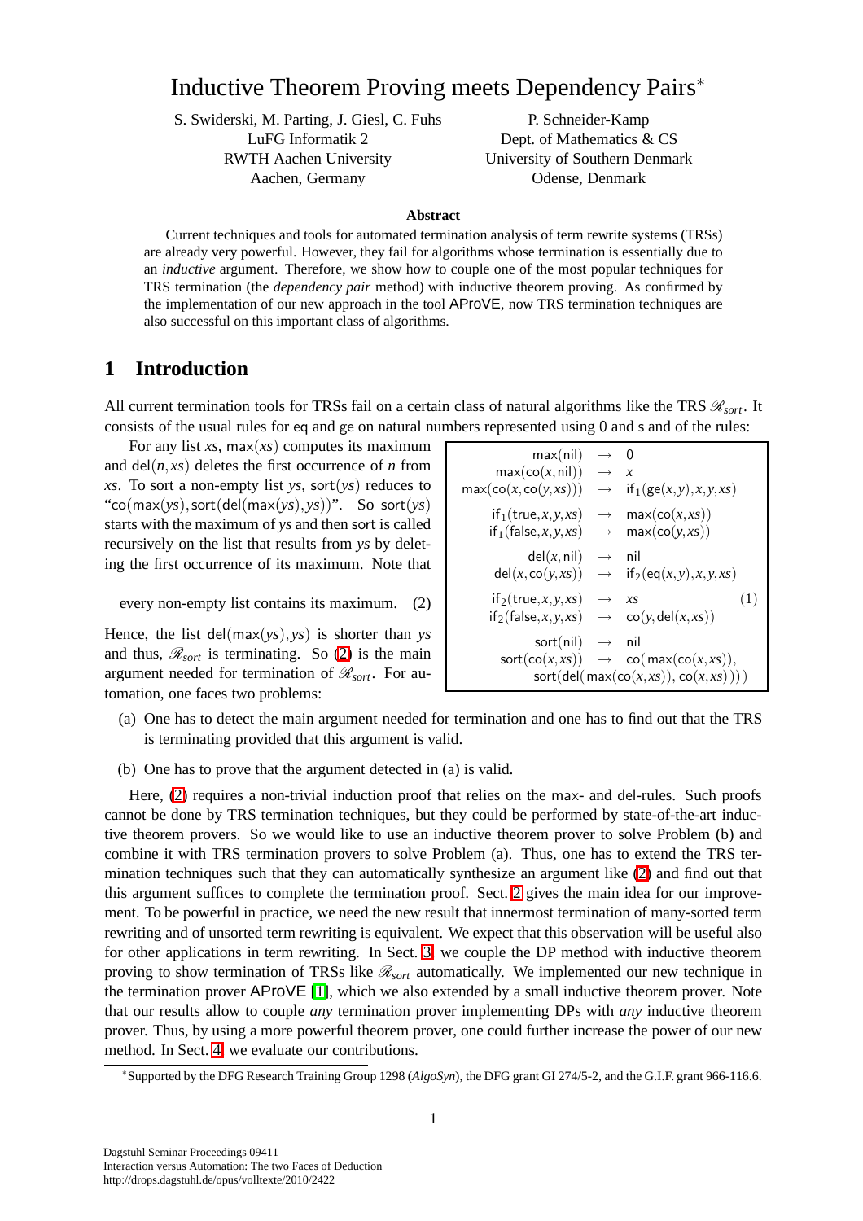# Inductive Theorem Proving meets Dependency Pairs*

S. Swiderski, M. Parting, J. Giesl, C. Fuhs
LuFG Informatik 2
RWTH Aachen University
Aachen, Germany

P. Schneider-Kamp
Dept. of Mathematics & CS
University of Southern Denmark
Odense, Denmark

**Abstract**

Current techniques and tools for automated termination analysis of term rewrite systems (TRSs) are already very powerful. However, they fail for algorithms whose termination is essentially due to an *inductive* argument. Therefore, we show how to couple one of the most popular techniques for TRS termination (the *dependency pair* method) with inductive theorem proving. As confirmed by the implementation of our new approach in the tool AProVE, now TRS termination techniques are also successful on this important class of algorithms.

## 1 Introduction

All current termination tools for TRSs fail on a certain class of natural algorithms like the TRS $\mathcal{R}_{sort}$. It consists of the usual rules for $\mathsf{eq}$ and $\mathsf{ge}$ on natural numbers represented using $\mathsf{0}$ and $\mathsf{s}$ and of the rules:

$$
\begin{array}{rcl}
\mathsf{max}(\mathsf{nil}) & \to & \mathsf{0} \\
\mathsf{max}(\mathsf{co}(x,\mathsf{nil})) & \to & x \\
\mathsf{max}(\mathsf{co}(x,\mathsf{co}(y,xs))) & \to & \mathsf{if}_1(\mathsf{ge}(x,y),x,y,xs) \\
\mathsf{if}_1(\mathsf{true},x,y,xs) & \to & \mathsf{max}(\mathsf{co}(x,xs)) \\
\mathsf{if}_1(\mathsf{false},x,y,xs) & \to & \mathsf{max}(\mathsf{co}(y,xs)) \\
\mathsf{del}(x,\mathsf{nil}) & \to & \mathsf{nil} \\
\mathsf{del}(x,\mathsf{co}(y,xs)) & \to & \mathsf{if}_2(\mathsf{eq}(x,y),x,y,xs) \\
\mathsf{if}_2(\mathsf{true},x,y,xs) & \to & xs \\
\mathsf{if}_2(\mathsf{false},x,y,xs) & \to & \mathsf{co}(y,\mathsf{del}(x,xs)) \\
\mathsf{sort}(\mathsf{nil}) & \to & \mathsf{nil} \\
\mathsf{sort}(\mathsf{co}(x,xs)) & \to & \mathsf{co}(\,\mathsf{max}(\mathsf{co}(x,xs)), \\
 & & \quad \mathsf{sort}(\mathsf{del}(\,\mathsf{max}(\mathsf{co}(x,xs)),\mathsf{co}(x,xs)\,))\,)
\end{array}
\qquad (1)
$$

For any list $xs$, $\mathsf{max}(xs)$ computes its maximum and $\mathsf{del}(n,xs)$ deletes the first occurrence of $n$ from $xs$. To sort a non-empty list $ys$, $\mathsf{sort}(ys)$ reduces to "$\mathsf{co}(\mathsf{max}(ys),\mathsf{sort}(\mathsf{del}(\mathsf{max}(ys),ys))$". So $\mathsf{sort}(ys)$ starts with the maximum of $ys$ and then $\mathsf{sort}$ is called recursively on the list that results from $ys$ by deleting the first occurrence of its maximum. Note that

$$\text{every non-empty list contains its maximum.} \qquad (2)$$

Hence, the list $\mathsf{del}(\mathsf{max}(ys),ys)$ is shorter than $ys$ and thus, $\mathcal{R}_{sort}$ is terminating. So (2) is the main argument needed for termination of $\mathcal{R}_{sort}$. For automation, one faces two problems:

(a) One has to detect the main argument needed for termination and one has to find out that the TRS is terminating provided that this argument is valid.

(b) One has to prove that the argument detected in (a) is valid.

Here, (2) requires a non-trivial induction proof that relies on the $\mathsf{max}$- and $\mathsf{del}$-rules. Such proofs cannot be done by TRS termination techniques, but they could be performed by state-of-the-art inductive theorem provers. So we would like to use an inductive theorem prover to solve Problem (b) and combine it with TRS termination provers to solve Problem (a). Thus, one has to extend the TRS termination techniques such that they can automatically synthesize an argument like (2) and find out that this argument suffices to complete the termination proof. Sect. 2 gives the main idea for our improvement. To be powerful in practice, we need the new result that innermost termination of many-sorted term rewriting and of unsorted term rewriting is equivalent. We expect that this observation will be useful also for other applications in term rewriting. In Sect. 3 we couple the DP method with inductive theorem proving to show termination of TRSs like $\mathcal{R}_{sort}$ automatically. We implemented our new technique in the termination prover AProVE [1], which we also extended by a small inductive theorem prover. Note that our results allow to couple *any* termination prover implementing DPs with *any* inductive theorem prover. Thus, by using a more powerful theorem prover, one could further increase the power of our new method. In Sect. 4 we evaluate our contributions.

*Supported by the DFG Research Training Group 1298 (*AlgoSyn*), the DFG grant GI 274/5-2, and the G.I.F. grant 966-116.6.

Dagstuhl Seminar Proceedings 09411
Interaction versus Automation: The two Faces of Deduction
http://drops.dagstuhl.de/opus/volltexte/2010/2422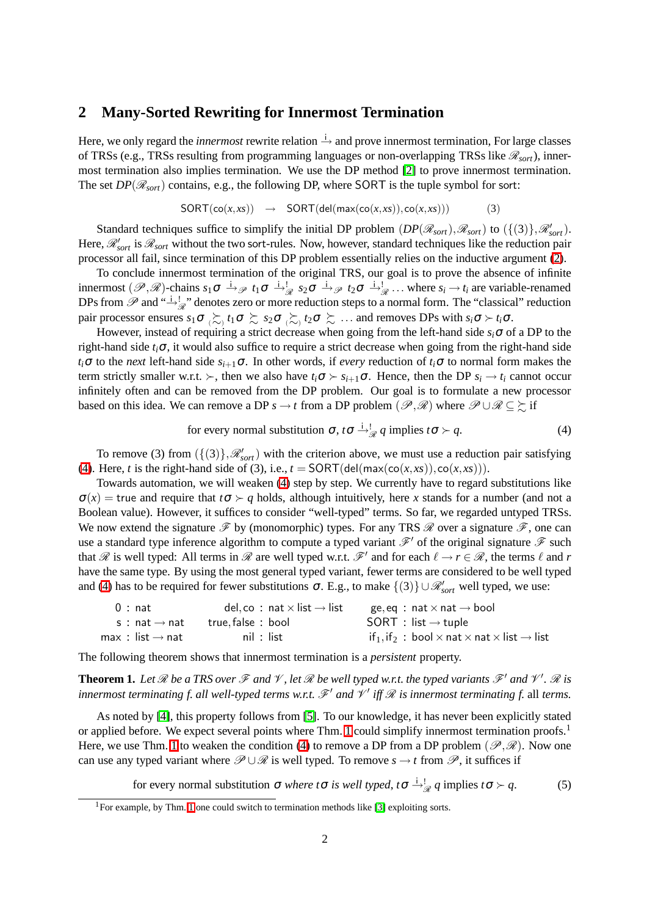## 2 Many-Sorted Rewriting for Innermost Termination

Here, we only regard the *innermost* rewrite relation $\xrightarrow{i}$ and prove innermost termination, For large classes of TRSs (e.g., TRSs resulting from programming languages or non-overlapping TRSs like $\mathscr{R}_{sort}$), innermost termination also implies termination. We use the DP method [2] to prove innermost termination. The set $DP(\mathscr{R}_{sort})$ contains, e.g., the following DP, where $\mathsf{SORT}$ is the tuple symbol for sort:

$$\mathsf{SORT}(\mathsf{co}(x,xs)) \quad \to \quad \mathsf{SORT}(\mathsf{del}(\mathsf{max}(\mathsf{co}(x,xs)),\mathsf{co}(x,xs))) \qquad (3)$$

Standard techniques suffice to simplify the initial DP problem $(DP(\mathscr{R}_{sort}),\mathscr{R}_{sort})$ to $(\{(3)\},\mathscr{R}'_{sort})$. Here, $\mathscr{R}'_{sort}$ is $\mathscr{R}_{sort}$ without the two sort-rules. Now, however, standard techniques like the reduction pair processor all fail, since termination of this DP problem essentially relies on the inductive argument (2).

To conclude innermost termination of the original TRS, our goal is to prove the absence of infinite innermost $(\mathscr{P},\mathscr{R})$-chains $s_1\sigma \xrightarrow{i}_{\mathscr{P}} t_1\sigma \xrightarrow{i}{}^{!}_{\mathscr{R}} s_2\sigma \xrightarrow{i}_{\mathscr{P}} t_2\sigma \xrightarrow{i}{}^{!}_{\mathscr{R}} \ldots$ where $s_i \to t_i$ are variable-renamed DPs from $\mathscr{P}$ and "$\xrightarrow{i}{}^{!}_{\mathscr{R}}$" denotes zero or more reduction steps to a normal form. The "classical" reduction pair processor ensures $s_1\sigma \underset{(\succ)}{\succsim} t_1\sigma \succsim s_2\sigma \underset{(\succ)}{\succsim} t_2\sigma \succsim \ldots$ and removes DPs with $s_i\sigma \succ t_i\sigma$.

However, instead of requiring a strict decrease when going from the left-hand side $s_i\sigma$ of a DP to the right-hand side $t_i\sigma$, it would also suffice to require a strict decrease when going from the right-hand side $t_i\sigma$ to the *next* left-hand side $s_{i+1}\sigma$. In other words, if *every* reduction of $t_i\sigma$ to normal form makes the term strictly smaller w.r.t. $\succ$, then we also have $t_i\sigma \succ s_{i+1}\sigma$. Hence, then the DP $s_i \to t_i$ cannot occur infinitely often and can be removed from the DP problem. Our goal is to formulate a new processor based on this idea. We can remove a DP $s \to t$ from a DP problem $(\mathscr{P},\mathscr{R})$ where $\mathscr{P} \cup \mathscr{R} \subseteq \succsim$ if

$$\text{for every normal substitution } \sigma,\ t\sigma \xrightarrow{i}{}^{!}_{\mathscr{R}} q \text{ implies } t\sigma \succ q. \qquad (4)$$

To remove (3) from $(\{(3)\},\mathscr{R}'_{sort})$ with the criterion above, we must use a reduction pair satisfying (4). Here, $t$ is the right-hand side of (3), i.e., $t = \mathsf{SORT}(\mathsf{del}(\mathsf{max}(\mathsf{co}(x,xs)),\mathsf{co}(x,xs)))$.

Towards automation, we will weaken (4) step by step. We currently have to regard substitutions like $\sigma(x) = \mathsf{true}$ and require that $t\sigma \succ q$ holds, although intuitively, here $x$ stands for a number (and not a Boolean value). However, it suffices to consider "well-typed" terms. So far, we regarded untyped TRSs. We now extend the signature $\mathscr{F}$ by (monomorphic) types. For any TRS $\mathscr{R}$ over a signature $\mathscr{F}$, one can use a standard type inference algorithm to compute a typed variant $\mathscr{F}'$ of the original signature $\mathscr{F}$ such that $\mathscr{R}$ is well typed: All terms in $\mathscr{R}$ are well typed w.r.t. $\mathscr{F}'$ and for each $\ell \to r \in \mathscr{R}$, the terms $\ell$ and $r$ have the same type. By using the most general typed variant, fewer terms are considered to be well typed and (4) has to be required for fewer substitutions $\sigma$. E.g., to make $\{(3)\} \cup \mathscr{R}'_{sort}$ well typed, we use:

$$\begin{array}{lll}
\mathsf{0} : \mathsf{nat} & \mathsf{del},\mathsf{co} : \mathsf{nat} \times \mathsf{list} \to \mathsf{list} & \mathsf{ge},\mathsf{eq} : \mathsf{nat} \times \mathsf{nat} \to \mathsf{bool} \\
\mathsf{s} : \mathsf{nat} \to \mathsf{nat} & \mathsf{true},\mathsf{false} : \mathsf{bool} & \mathsf{SORT} : \mathsf{list} \to \mathsf{tuple} \\
\mathsf{max} : \mathsf{list} \to \mathsf{nat} & \mathsf{nil} : \mathsf{list} & \mathsf{if}_1,\mathsf{if}_2 : \mathsf{bool} \times \mathsf{nat} \times \mathsf{nat} \times \mathsf{list} \to \mathsf{list}
\end{array}$$

The following theorem shows that innermost termination is a *persistent* property.

**Theorem 1.** *Let $\mathscr{R}$ be a TRS over $\mathscr{F}$ and $\mathscr{V}$, let $\mathscr{R}$ be well typed w.r.t. the typed variants $\mathscr{F}'$ and $\mathscr{V}'$. $\mathscr{R}$ is innermost terminating f. all well-typed terms w.r.t. $\mathscr{F}'$ and $\mathscr{V}'$ iff $\mathscr{R}$ is innermost terminating f.* all *terms.*

As noted by [4], this property follows from [5]. To our knowledge, it has never been explicitly stated or applied before. We expect several points where Thm. 1 could simplify innermost termination proofs.[1] Here, we use Thm. 1 to weaken the condition (4) to remove a DP from a DP problem $(\mathscr{P},\mathscr{R})$. Now one can use any typed variant where $\mathscr{P} \cup \mathscr{R}$ is well typed. To remove $s \to t$ from $\mathscr{P}$, it suffices if

$$\text{for every normal substitution } \sigma \textit{ where } t\sigma \textit{ is well typed},\ t\sigma \xrightarrow{i}{}^{!}_{\mathscr{R}} q \text{ implies } t\sigma \succ q. \qquad (5)$$

[1] For example, by Thm. 1 one could switch to termination methods like [3] exploiting sorts.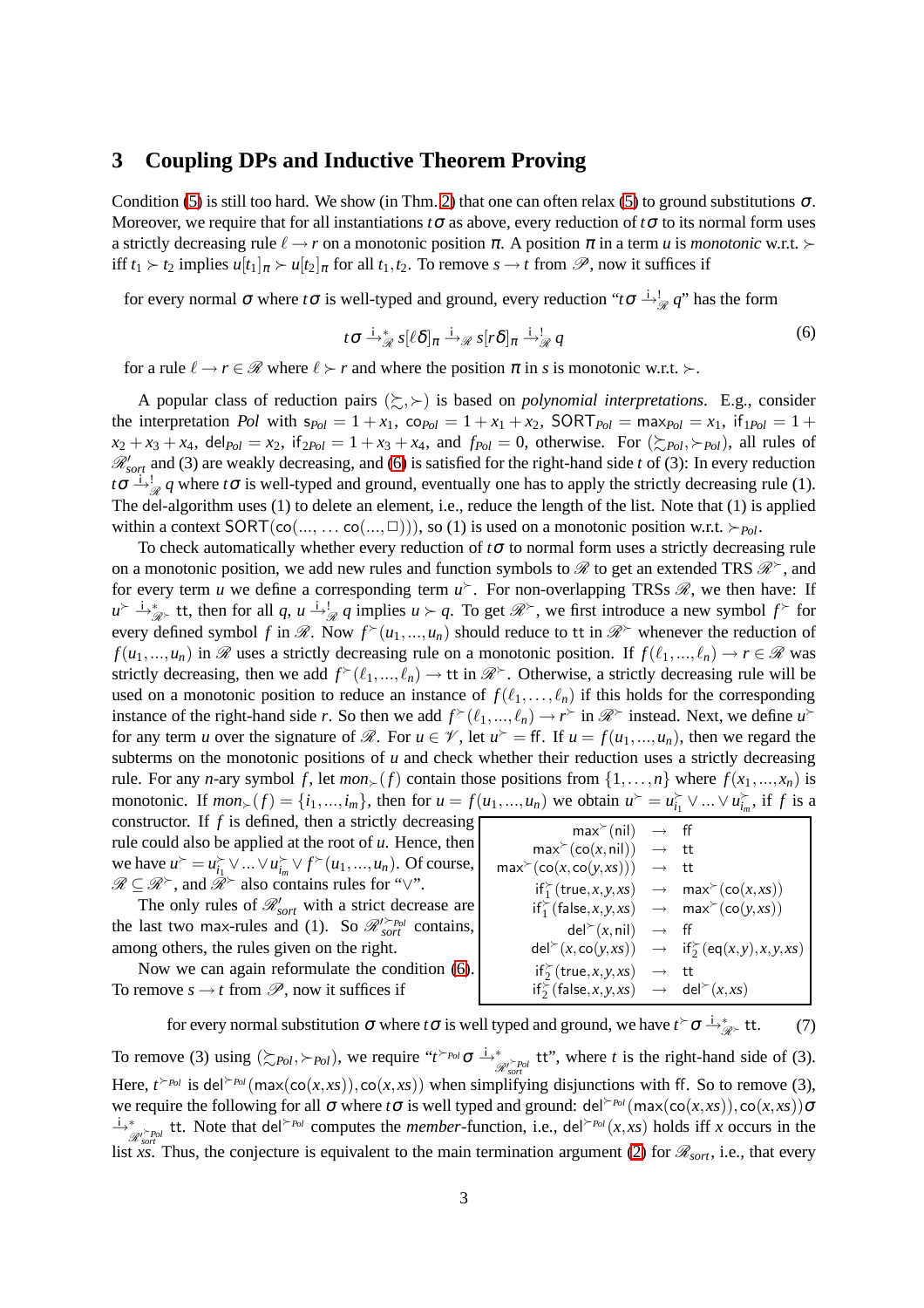## 3 Coupling DPs and Inductive Theorem Proving

Condition (5) is still too hard. We show (in Thm. 2) that one can often relax (5) to ground substitutions $\sigma$. Moreover, we require that for all instantiations $t\sigma$ as above, every reduction of $t\sigma$ to its normal form uses a strictly decreasing rule $\ell \to r$ on a monotonic position $\pi$. A position $\pi$ in a term $u$ is *monotonic* w.r.t. $\succ$ iff $t_1 \succ t_2$ implies $u[t_1]_\pi \succ u[t_2]_\pi$ for all $t_1, t_2$. To remove $s \to t$ from $\mathscr{P}$, now it suffices if

for every normal $\sigma$ where $t\sigma$ is well-typed and ground, every reduction "$t\sigma \xrightarrow{i}{}^!_{\mathscr{R}} q$" has the form

$$t\sigma \xrightarrow{i}{}^*_{\mathscr{R}} s[\ell\delta]_\pi \xrightarrow{i}_{\mathscr{R}} s[r\delta]_\pi \xrightarrow{i}{}^!_{\mathscr{R}} q \tag{6}$$

for a rule $\ell \to r \in \mathscr{R}$ where $\ell \succ r$ and where the position $\pi$ in $s$ is monotonic w.r.t. $\succ$.

A popular class of reduction pairs $(\succsim, \succ)$ is based on *polynomial interpretations*. E.g., consider the interpretation *Pol* with $\mathsf{s}_{Pol} = 1 + x_1$, $\mathsf{co}_{Pol} = 1 + x_1 + x_2$, $\mathsf{SORT}_{Pol} = \mathsf{max}_{Pol} = x_1$, $\mathsf{if}_{1Pol} = 1 + x_2 + x_3 + x_4$, $\mathsf{del}_{Pol} = x_2$, $\mathsf{if}_{2Pol} = 1 + x_3 + x_4$, and $f_{Pol} = 0$, otherwise. For $(\succsim_{Pol}, \succ_{Pol})$, all rules of $\mathscr{R}'_{sort}$ and (3) are weakly decreasing, and (6) is satisfied for the right-hand side $t$ of (3): In every reduction $t\sigma \xrightarrow{i}{}^!_{\mathscr{R}} q$ where $t\sigma$ is well-typed and ground, eventually one has to apply the strictly decreasing rule (1). The del-algorithm uses (1) to delete an element, i.e., reduce the length of the list. Note that (1) is applied within a context $\mathsf{SORT}(\mathsf{co}(\ldots, \ldots \mathsf{co}(\ldots, \Box)))$, so (1) is used on a monotonic position w.r.t. $\succ_{Pol}$.

To check automatically whether every reduction of $t\sigma$ to normal form uses a strictly decreasing rule on a monotonic position, we add new rules and function symbols to $\mathscr{R}$ to get an extended TRS $\mathscr{R}^{\succ}$, and for every term $u$ we define a corresponding term $u^{\succ}$. For non-overlapping TRSs $\mathscr{R}$, we then have: If $u^{\succ} \xrightarrow{i}{}^*_{\mathscr{R}^{\succ}} \mathsf{tt}$, then for all $q$, $u \xrightarrow{i}{}^!_{\mathscr{R}} q$ implies $u \succ q$. To get $\mathscr{R}^{\succ}$, we first introduce a new symbol $f^{\succ}$ for every defined symbol $f$ in $\mathscr{R}$. Now $f^{\succ}(u_1, \ldots, u_n)$ should reduce to $\mathsf{tt}$ in $\mathscr{R}^{\succ}$ whenever the reduction of $f(u_1, \ldots, u_n)$ in $\mathscr{R}$ uses a strictly decreasing rule on a monotonic position. If $f(\ell_1, \ldots, \ell_n) \to r \in \mathscr{R}$ was strictly decreasing, then we add $f^{\succ}(\ell_1, \ldots, \ell_n) \to \mathsf{tt}$ in $\mathscr{R}^{\succ}$. Otherwise, a strictly decreasing rule will be used on a monotonic position to reduce an instance of $f(\ell_1, \ldots, \ell_n)$ if this holds for the corresponding instance of the right-hand side $r$. So then we add $f^{\succ}(\ell_1, \ldots, \ell_n) \to r^{\succ}$ in $\mathscr{R}^{\succ}$ instead. Next, we define $u^{\succ}$ for any term $u$ over the signature of $\mathscr{R}$. For $u \in \mathscr{V}$, let $u^{\succ} = \mathsf{ff}$. If $u = f(u_1, \ldots, u_n)$, then we regard the subterms on the monotonic positions of $u$ and check whether their reduction uses a strictly decreasing rule. For any $n$-ary symbol $f$, let $mon_{\succ}(f)$ contain those positions from $\{1, \ldots, n\}$ where $f(x_1, \ldots, x_n)$ is monotonic. If $mon_{\succ}(f) = \{i_1, \ldots, i_m\}$, then for $u = f(u_1, \ldots, u_n)$ we obtain $u^{\succ} = u^{\succ}_{i_1} \vee \ldots \vee u^{\succ}_{i_m}$, if $f$ is a constructor. If $f$ is defined, then a strictly decreasing rule could also be applied at the root of $u$. Hence, then we have $u^{\succ} = u^{\succ}_{i_1} \vee \ldots \vee u^{\succ}_{i_m} \vee f^{\succ}(u_1, \ldots, u_n)$. Of course, $\mathscr{R} \subseteq \mathscr{R}^{\succ}$, and $\mathscr{R}^{\succ}$ also contains rules for "$\vee$".

The only rules of $\mathscr{R}'_{sort}$ with a strict decrease are the last two max-rules and (1). So $\mathscr{R}'^{\succ_{Pol}}_{sort}$ contains, among others, the rules given on the right.

$$
\begin{array}{rcl}
\mathsf{max}^{\succ}(\mathsf{nil}) & \to & \mathsf{ff} \\
\mathsf{max}^{\succ}(\mathsf{co}(x, \mathsf{nil})) & \to & \mathsf{tt} \\
\mathsf{max}^{\succ}(\mathsf{co}(x, \mathsf{co}(y, xs))) & \to & \mathsf{tt} \\
\mathsf{if}_1^{\succ}(\mathsf{true}, x, y, xs) & \to & \mathsf{max}^{\succ}(\mathsf{co}(x, xs)) \\
\mathsf{if}_1^{\succ}(\mathsf{false}, x, y, xs) & \to & \mathsf{max}^{\succ}(\mathsf{co}(y, xs)) \\
\mathsf{del}^{\succ}(x, \mathsf{nil}) & \to & \mathsf{ff} \\
\mathsf{del}^{\succ}(x, \mathsf{co}(y, xs)) & \to & \mathsf{if}_2^{\succ}(\mathsf{eq}(x, y), x, y, xs) \\
\mathsf{if}_2^{\succ}(\mathsf{true}, x, y, xs) & \to & \mathsf{tt} \\
\mathsf{if}_2^{\succ}(\mathsf{false}, x, y, xs) & \to & \mathsf{del}^{\succ}(x, xs)
\end{array}
$$

Now we can again reformulate the condition (6). To remove $s \to t$ from $\mathscr{P}$, now it suffices if

$$\text{for every normal substitution } \sigma \text{ where } t\sigma \text{ is well typed and ground, we have } t^{\succ}\sigma \xrightarrow{i}{}^*_{\mathscr{R}^{\succ}} \mathsf{tt}. \tag{7}$$

To remove (3) using $(\succsim_{Pol}, \succ_{Pol})$, we require "$t^{\succ_{Pol}}\sigma \xrightarrow{i}{}^*_{\mathscr{R}'^{\succ_{Pol}}_{sort}} \mathsf{tt}$", where $t$ is the right-hand side of (3). Here, $t^{\succ_{Pol}}$ is $\mathsf{del}^{\succ_{Pol}}(\mathsf{max}(\mathsf{co}(x, xs)), \mathsf{co}(x, xs))$ when simplifying disjunctions with ff. So to remove (3), we require the following for all $\sigma$ where $t\sigma$ is well typed and ground: $\mathsf{del}^{\succ_{Pol}}(\mathsf{max}(\mathsf{co}(x, xs)), \mathsf{co}(x, xs))\sigma \xrightarrow{i}{}^*_{\mathscr{R}'^{\succ_{Pol}}_{sort}} \mathsf{tt}$. Note that $\mathsf{del}^{\succ_{Pol}}$ computes the *member*-function, i.e., $\mathsf{del}^{\succ_{Pol}}(x, xs)$ holds iff $x$ occurs in the list $xs$. Thus, the conjecture is equivalent to the main termination argument (2) for $\mathscr{R}_{sort}$, i.e., that every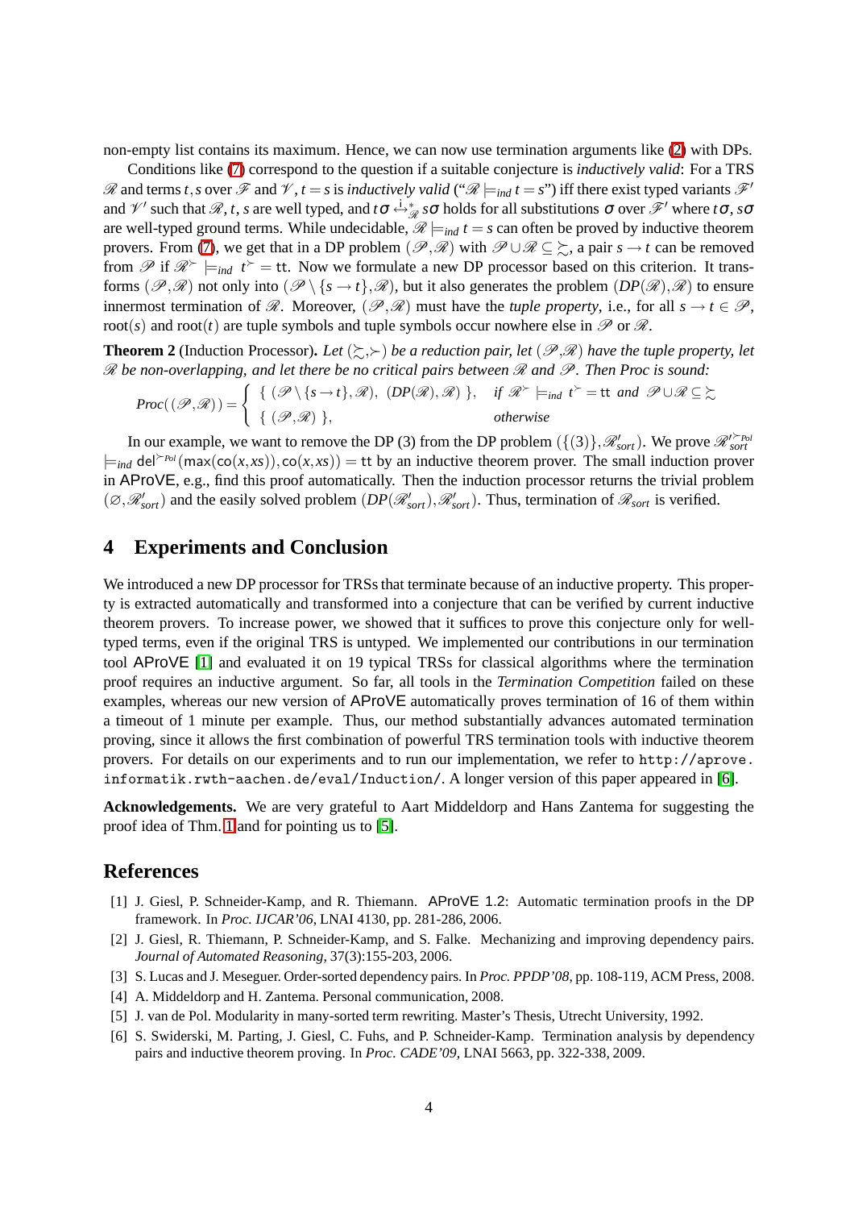non-empty list contains its maximum. Hence, we can now use termination arguments like (2) with DPs.

Conditions like (7) correspond to the question if a suitable conjecture is *inductively valid*: For a TRS $\mathscr{R}$ and terms $t,s$ over $\mathscr{F}$ and $\mathscr{V}$, $t = s$ is *inductively valid* ("$\mathscr{R} \models_{ind} t = s$") iff there exist typed variants $\mathscr{F}'$ and $\mathscr{V}'$ such that $\mathscr{R}$, $t$, $s$ are well typed, and $t\sigma \overset{\mathrm{i}}{\leftrightarrow}{}^{*}_{\mathscr{R}} s\sigma$ holds for all substitutions $\sigma$ over $\mathscr{F}'$ where $t\sigma, s\sigma$ are well-typed ground terms. While undecidable, $\mathscr{R} \models_{ind} t = s$ can often be proved by inductive theorem provers. From (7), we get that in a DP problem $(\mathscr{P},\mathscr{R})$ with $\mathscr{P} \cup \mathscr{R} \subseteq \succsim$, a pair $s \to t$ can be removed from $\mathscr{P}$ if $\mathscr{R}^{\succ} \models_{ind} t^{\succ} = \mathsf{tt}$. Now we formulate a new DP processor based on this criterion. It transforms $(\mathscr{P},\mathscr{R})$ not only into $(\mathscr{P} \setminus \{s \to t\},\mathscr{R})$, but it also generates the problem $(DP(\mathscr{R}),\mathscr{R})$ to ensure innermost termination of $\mathscr{R}$. Moreover, $(\mathscr{P},\mathscr{R})$ must have the *tuple property*, i.e., for all $s \to t \in \mathscr{P}$, $\mathrm{root}(s)$ and $\mathrm{root}(t)$ are tuple symbols and tuple symbols occur nowhere else in $\mathscr{P}$ or $\mathscr{R}$.

**Theorem 2** (Induction Processor). *Let $(\succsim,\succ)$ be a reduction pair, let $(\mathscr{P},\mathscr{R})$ have the tuple property, let $\mathscr{R}$ be non-overlapping, and let there be no critical pairs between $\mathscr{R}$ and $\mathscr{P}$. Then Proc is sound:*

$$Proc((\mathscr{P},\mathscr{R})) = \begin{cases} \{\ (\mathscr{P} \setminus \{s \to t\},\mathscr{R}),\ (DP(\mathscr{R}),\mathscr{R})\ \}, & \textit{if } \mathscr{R}^{\succ} \models_{ind} t^{\succ} = \mathsf{tt} \textit{ and } \mathscr{P} \cup \mathscr{R} \subseteq \succsim \\ \{\ (\mathscr{P},\mathscr{R})\ \}, & \textit{otherwise} \end{cases}$$

In our example, we want to remove the DP (3) from the DP problem $(\{(3)\},\mathscr{R}'_{sort})$. We prove $\mathscr{R}'^{\succ_{Pol}}_{sort} \models_{ind} \mathsf{del}^{\succ_{Pol}}(\mathsf{max}(\mathsf{co}(x,xs)),\mathsf{co}(x,xs)) = \mathsf{tt}$ by an inductive theorem prover. The small induction prover in AProVE, e.g., find this proof automatically. Then the induction processor returns the trivial problem $(\varnothing,\mathscr{R}'_{sort})$ and the easily solved problem $(DP(\mathscr{R}'_{sort}),\mathscr{R}'_{sort})$. Thus, termination of $\mathscr{R}_{sort}$ is verified.

## 4 Experiments and Conclusion

We introduced a new DP processor for TRSs that terminate because of an inductive property. This property is extracted automatically and transformed into a conjecture that can be verified by current inductive theorem provers. To increase power, we showed that it suffices to prove this conjecture only for well-typed terms, even if the original TRS is untyped. We implemented our contributions in our termination tool AProVE [1] and evaluated it on 19 typical TRSs for classical algorithms where the termination proof requires an inductive argument. So far, all tools in the *Termination Competition* failed on these examples, whereas our new version of AProVE automatically proves termination of 16 of them within a timeout of 1 minute per example. Thus, our method substantially advances automated termination proving, since it allows the first combination of powerful TRS termination tools with inductive theorem provers. For details on our experiments and to run our implementation, we refer to `http://aprove.informatik.rwth-aachen.de/eval/Induction/`. A longer version of this paper appeared in [6].

**Acknowledgements.** We are very grateful to Aart Middeldorp and Hans Zantema for suggesting the proof idea of Thm. 1 and for pointing us to [5].

## References

[1] J. Giesl, P. Schneider-Kamp, and R. Thiemann. AProVE 1.2: Automatic termination proofs in the DP framework. In *Proc. IJCAR'06*, LNAI 4130, pp. 281-286, 2006.

[2] J. Giesl, R. Thiemann, P. Schneider-Kamp, and S. Falke. Mechanizing and improving dependency pairs. *Journal of Automated Reasoning*, 37(3):155-203, 2006.

[3] S. Lucas and J. Meseguer. Order-sorted dependency pairs. In *Proc. PPDP'08*, pp. 108-119, ACM Press, 2008.

[4] A. Middeldorp and H. Zantema. Personal communication, 2008.

[5] J. van de Pol. Modularity in many-sorted term rewriting. Master's Thesis, Utrecht University, 1992.

[6] S. Swiderski, M. Parting, J. Giesl, C. Fuhs, and P. Schneider-Kamp. Termination analysis by dependency pairs and inductive theorem proving. In *Proc. CADE'09*, LNAI 5663, pp. 322-338, 2009.